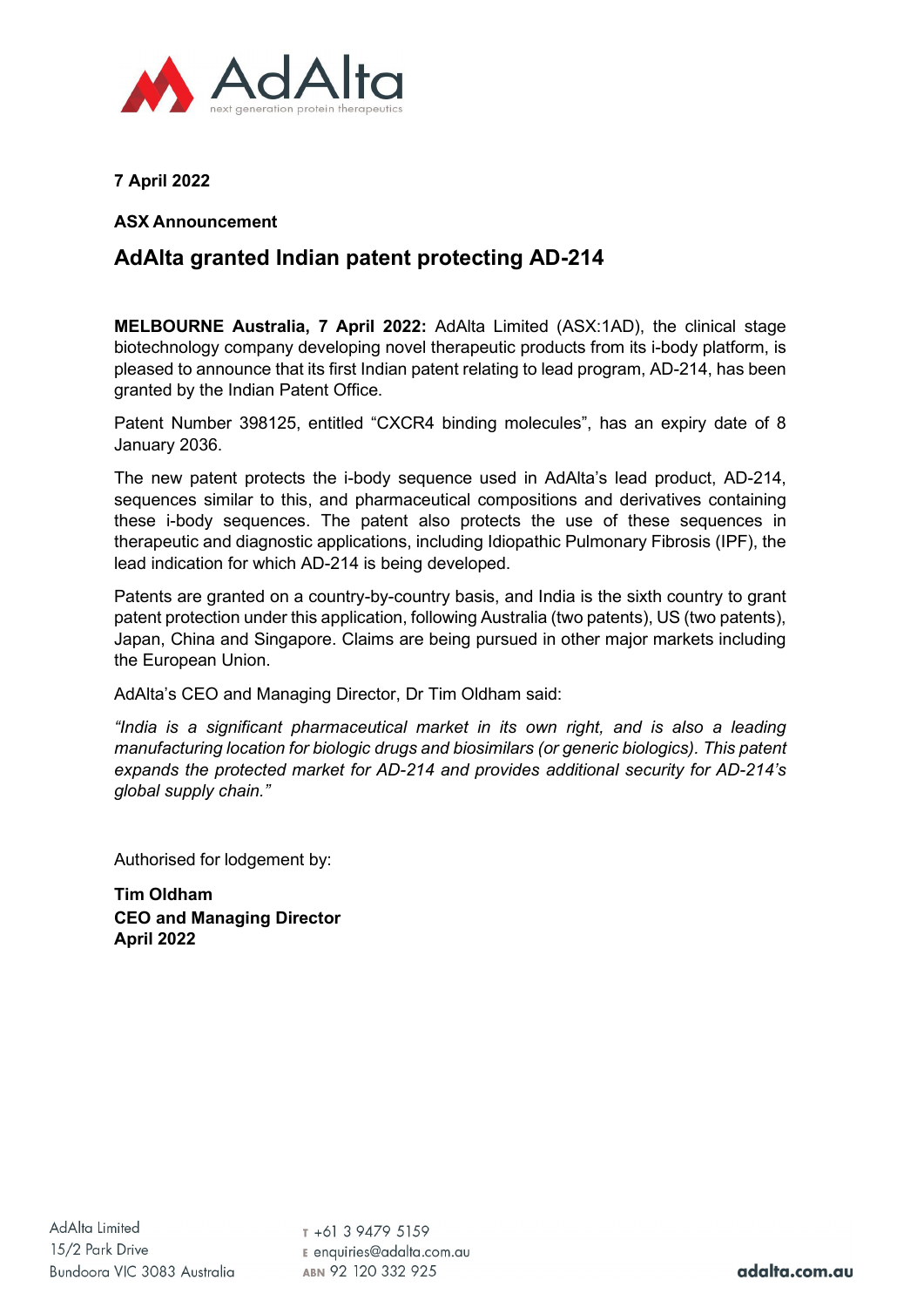**7 April 2022**

**ASX Announcement**

## AdAlta granted Indian patent protecting AD-214

**MELBOURNE Australia, 7 April 2022:** AdAlta Limited (ASX:1AD), the clinical stage biotechnology company developing novel therapeutic products from its i-body platform, is pleased to announce that its first Indian patent relating to lead program, AD-214, has been granted by the Indian Patent Office.

Patent Number 398125, entitled "CXCR4 binding molecules", has an expiry date of 8 January 2036.

The new patent protects the i-body sequence used in AdAlta's lead product, AD-214, sequences similar to this, and pharmaceutical compositions and derivatives containing these i-body sequences. The patent also protects the use of these sequences in therapeutic and diagnostic applications, including Idiopathic Pulmonary Fibrosis (IPF), the lead indication for which AD-214 is being developed.

Patents are granted on a country-by-country basis, and India is the sixth country to grant patent protection under this application, following Australia (two patents), US (two patents), Japan, China and Singapore. Claims are being pursued in other major markets including the European Union.

AdAlta's CEO and Managing Director, Dr Tim Oldham said:

*"India is a significant pharmaceutical market in its own right, and is also a leading manufacturing location for biologic drugs and biosimilars (or generic biologics). This patent expands the protected market for AD-214 and provides additional security for AD-214's global supply chain."*

Authorised for lodgement by:

**Tim Oldham**
**CEO and Managing Director**
**April 2022**

AdAlta Limited
15/2 Park Drive
Bundoora VIC 3083 Australia

T +61 3 9479 5159
E enquiries@adalta.com.au
ABN 92 120 332 925

adalta.com.au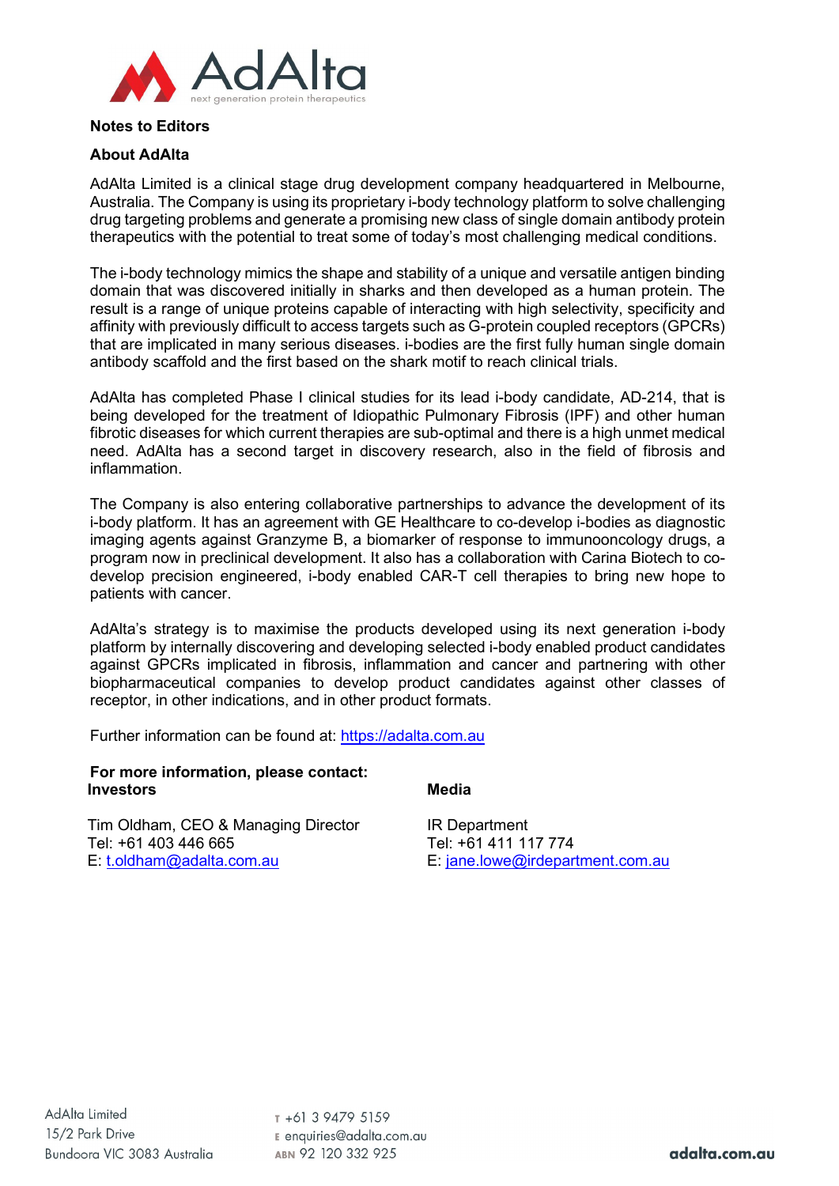**Notes to Editors**

**About AdAlta**

AdAlta Limited is a clinical stage drug development company headquartered in Melbourne, Australia. The Company is using its proprietary i-body technology platform to solve challenging drug targeting problems and generate a promising new class of single domain antibody protein therapeutics with the potential to treat some of today's most challenging medical conditions.

The i-body technology mimics the shape and stability of a unique and versatile antigen binding domain that was discovered initially in sharks and then developed as a human protein. The result is a range of unique proteins capable of interacting with high selectivity, specificity and affinity with previously difficult to access targets such as G-protein coupled receptors (GPCRs) that are implicated in many serious diseases. i-bodies are the first fully human single domain antibody scaffold and the first based on the shark motif to reach clinical trials.

AdAlta has completed Phase I clinical studies for its lead i-body candidate, AD-214, that is being developed for the treatment of Idiopathic Pulmonary Fibrosis (IPF) and other human fibrotic diseases for which current therapies are sub-optimal and there is a high unmet medical need. AdAlta has a second target in discovery research, also in the field of fibrosis and inflammation.

The Company is also entering collaborative partnerships to advance the development of its i-body platform. It has an agreement with GE Healthcare to co-develop i-bodies as diagnostic imaging agents against Granzyme B, a biomarker of response to immunooncology drugs, a program now in preclinical development. It also has a collaboration with Carina Biotech to co-develop precision engineered, i-body enabled CAR-T cell therapies to bring new hope to patients with cancer.

AdAlta's strategy is to maximise the products developed using its next generation i-body platform by internally discovering and developing selected i-body enabled product candidates against GPCRs implicated in fibrosis, inflammation and cancer and partnering with other biopharmaceutical companies to develop product candidates against other classes of receptor, in other indications, and in other product formats.

Further information can be found at: https://adalta.com.au

**For more information, please contact:**

**Investors**

Tim Oldham, CEO & Managing Director
Tel: +61 403 446 665
E: t.oldham@adalta.com.au

**Media**

IR Department
Tel: +61 411 117 774
E: jane.lowe@irdepartment.com.au